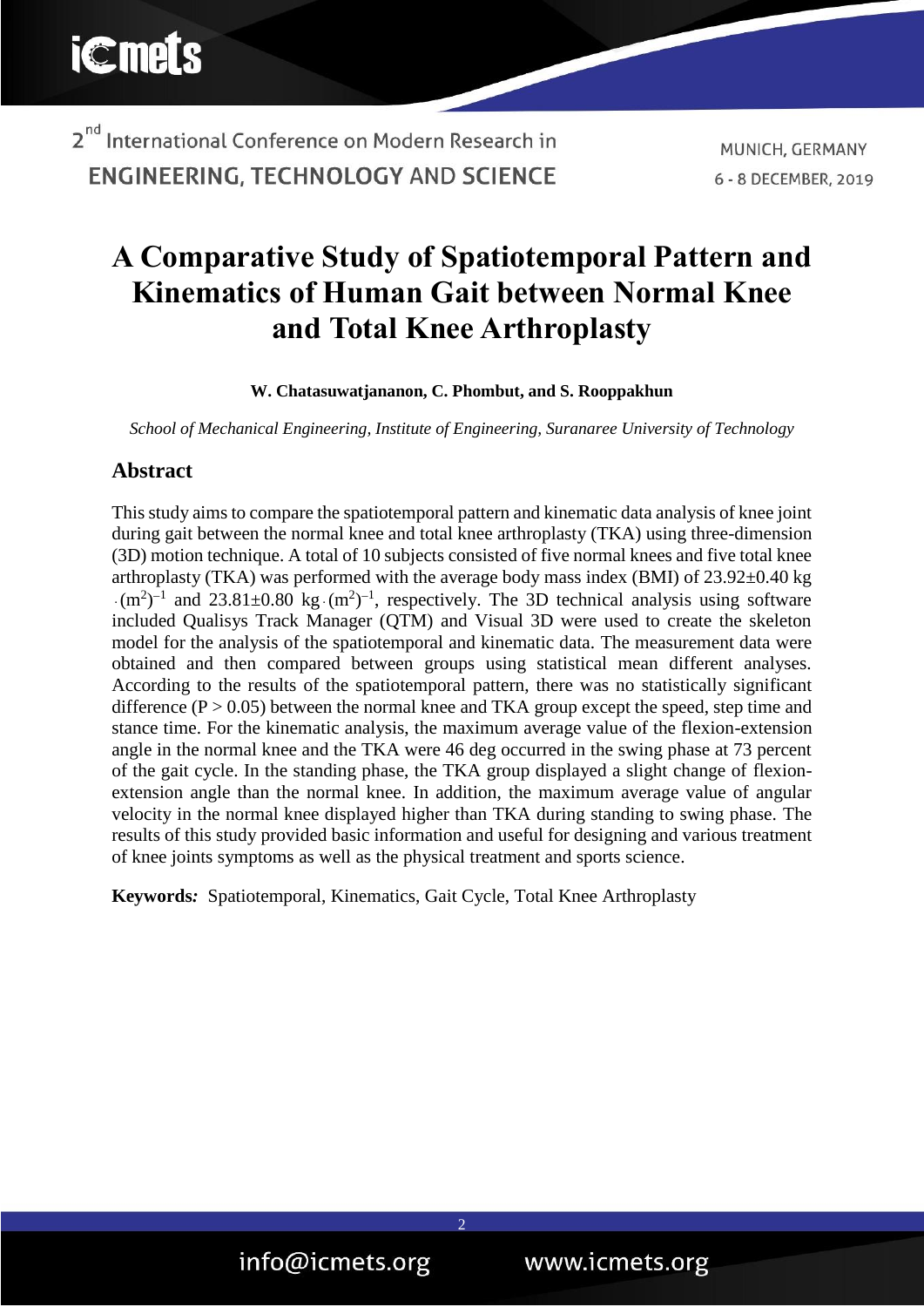# A Comparative Study of Spatiotemporal Pattern and Kinematics of Human Gait between Normal Knee and Total Knee Arthroplasty

**W. Chatasuwatjananon, C. Phombut, and S. Rooppakhun**

*School of Mechanical Engineering, Institute of Engineering, Suranaree University of Technology*

## Abstract

This study aims to compare the spatiotemporal pattern and kinematic data analysis of knee joint during gait between the normal knee and total knee arthroplasty (TKA) using three-dimension (3D) motion technique. A total of 10 subjects consisted of five normal knees and five total knee arthroplasty (TKA) was performed with the average body mass index (BMI) of 23.92±0.40 kg $\cdot (m^2)^{-1}$ and 23.81±0.80 kg $\cdot (m^2)^{-1}$, respectively. The 3D technical analysis using software included Qualisys Track Manager (QTM) and Visual 3D were used to create the skeleton model for the analysis of the spatiotemporal and kinematic data. The measurement data were obtained and then compared between groups using statistical mean different analyses. According to the results of the spatiotemporal pattern, there was no statistically significant difference ($P > 0.05$) between the normal knee and TKA group except the speed, step time and stance time. For the kinematic analysis, the maximum average value of the flexion-extension angle in the normal knee and the TKA were 46 deg occurred in the swing phase at 73 percent of the gait cycle. In the standing phase, the TKA group displayed a slight change of flexion-extension angle than the normal knee. In addition, the maximum average value of angular velocity in the normal knee displayed higher than TKA during standing to swing phase. The results of this study provided basic information and useful for designing and various treatment of knee joints symptoms as well as the physical treatment and sports science.

**Keywords***:* Spatiotemporal, Kinematics, Gait Cycle, Total Knee Arthroplasty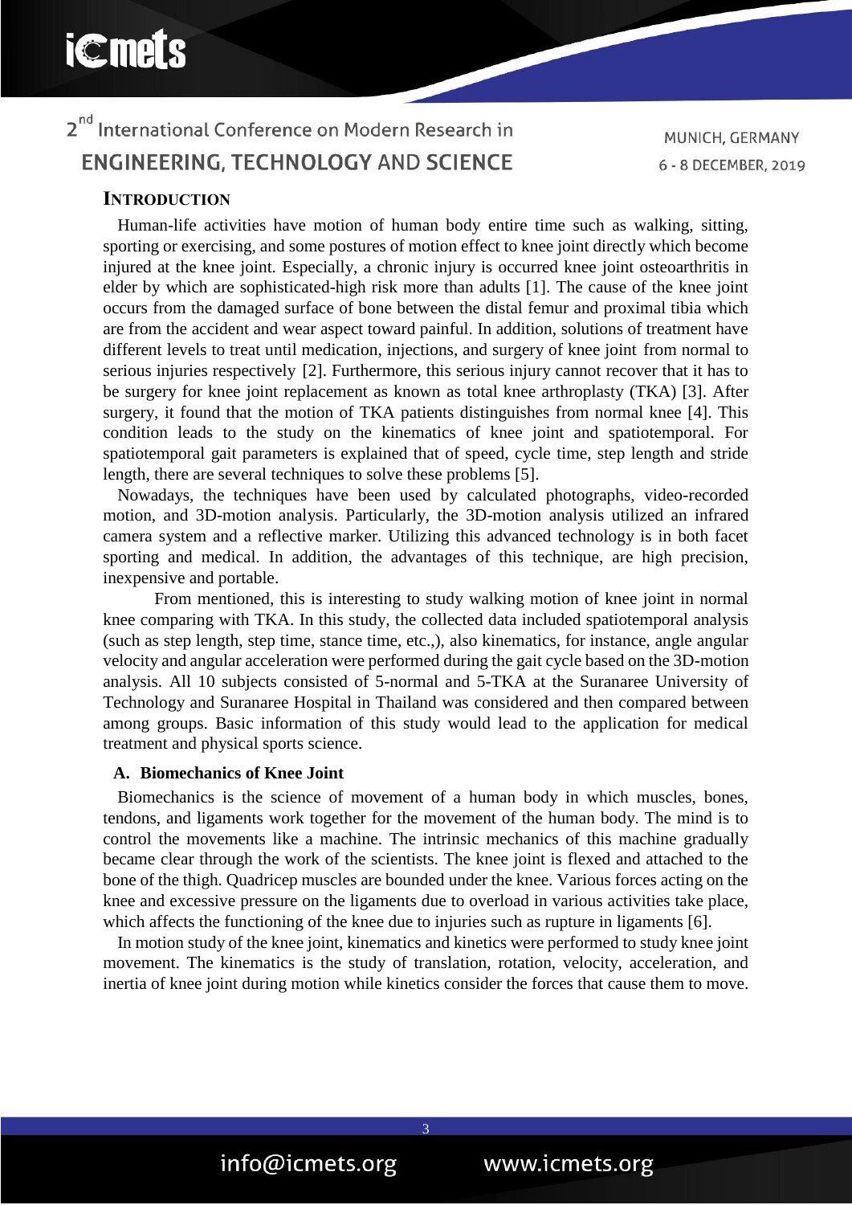## INTRODUCTION

Human-life activities have motion of human body entire time such as walking, sitting, sporting or exercising, and some postures of motion effect to knee joint directly which become injured at the knee joint. Especially, a chronic injury is occurred knee joint osteoarthritis in elder by which are sophisticated-high risk more than adults [1]. The cause of the knee joint occurs from the damaged surface of bone between the distal femur and proximal tibia which are from the accident and wear aspect toward painful. In addition, solutions of treatment have different levels to treat until medication, injections, and surgery of knee joint from normal to serious injuries respectively [2]. Furthermore, this serious injury cannot recover that it has to be surgery for knee joint replacement as known as total knee arthroplasty (TKA) [3]. After surgery, it found that the motion of TKA patients distinguishes from normal knee [4]. This condition leads to the study on the kinematics of knee joint and spatiotemporal. For spatiotemporal gait parameters is explained that of speed, cycle time, step length and stride length, there are several techniques to solve these problems [5].

Nowadays, the techniques have been used by calculated photographs, video-recorded motion, and 3D-motion analysis. Particularly, the 3D-motion analysis utilized an infrared camera system and a reflective marker. Utilizing this advanced technology is in both facet sporting and medical. In addition, the advantages of this technique, are high precision, inexpensive and portable.

From mentioned, this is interesting to study walking motion of knee joint in normal knee comparing with TKA. In this study, the collected data included spatiotemporal analysis (such as step length, step time, stance time, etc.,), also kinematics, for instance, angle angular velocity and angular acceleration were performed during the gait cycle based on the 3D-motion analysis. All 10 subjects consisted of 5-normal and 5-TKA at the Suranaree University of Technology and Suranaree Hospital in Thailand was considered and then compared between among groups. Basic information of this study would lead to the application for medical treatment and physical sports science.

### A. Biomechanics of Knee Joint

Biomechanics is the science of movement of a human body in which muscles, bones, tendons, and ligaments work together for the movement of the human body. The mind is to control the movements like a machine. The intrinsic mechanics of this machine gradually became clear through the work of the scientists. The knee joint is flexed and attached to the bone of the thigh. Quadricep muscles are bounded under the knee. Various forces acting on the knee and excessive pressure on the ligaments due to overload in various activities take place, which affects the functioning of the knee due to injuries such as rupture in ligaments [6].

In motion study of the knee joint, kinematics and kinetics were performed to study knee joint movement. The kinematics is the study of translation, rotation, velocity, acceleration, and inertia of knee joint during motion while kinetics consider the forces that cause them to move.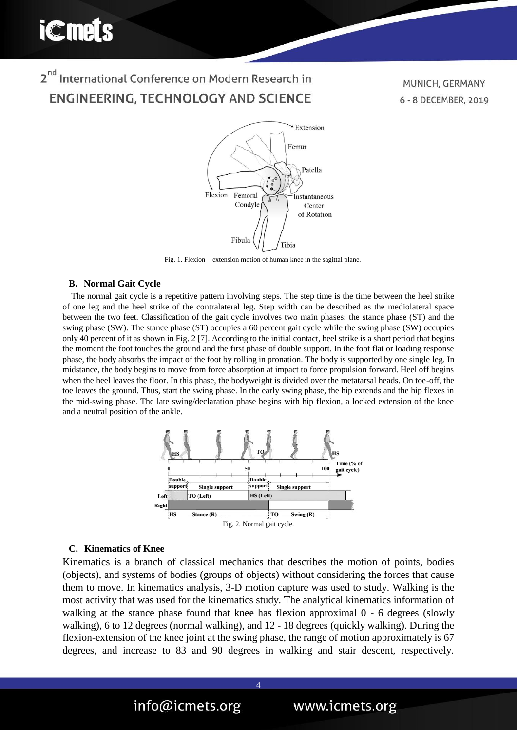Extension

Femur

Patella

Flexion Femoral Condyle

Instantaneous Center of Rotation

Fibula

Tibia

Fig. 1. Flexion – extension motion of human knee in the sagittal plane.

### B. Normal Gait Cycle

The normal gait cycle is a repetitive pattern involving steps. The step time is the time between the heel strike of one leg and the heel strike of the contralateral leg. Step width can be described as the mediolateral space between the two feet. Classification of the gait cycle involves two main phases: the stance phase (ST) and the swing phase (SW). The stance phase (ST) occupies a 60 percent gait cycle while the swing phase (SW) occupies only 40 percent of it as shown in Fig. 2 [7]. According to the initial contact, heel strike is a short period that begins the moment the foot touches the ground and the first phase of double support. In the foot flat or loading response phase, the body absorbs the impact of the foot by rolling in pronation. The body is supported by one single leg. In midstance, the body begins to move from force absorption at impact to force propulsion forward. Heel off begins when the heel leaves the floor. In this phase, the bodyweight is divided over the metatarsal heads. On toe-off, the toe leaves the ground. Thus, start the swing phase. In the early swing phase, the hip extends and the hip flexes in the mid-swing phase. The late swing/declaration phase begins with hip flexion, a locked extension of the knee and a neutral position of the ankle.

HS TO HS

0 50 100 Time (% of gait cycle)

Double support Single support Double support Single support

Left TO (Left) HS (Left)

Right

HS Stance (R) TO Swing (R)

Fig. 2. Normal gait cycle.

### C. Kinematics of Knee

Kinematics is a branch of classical mechanics that describes the motion of points, bodies (objects), and systems of bodies (groups of objects) without considering the forces that cause them to move. In kinematics analysis, 3-D motion capture was used to study. Walking is the most activity that was used for the kinematics study. The analytical kinematics information of walking at the stance phase found that knee has flexion approximal 0 - 6 degrees (slowly walking), 6 to 12 degrees (normal walking), and 12 - 18 degrees (quickly walking). During the flexion-extension of the knee joint at the swing phase, the range of motion approximately is 67 degrees, and increase to 83 and 90 degrees in walking and stair descent, respectively.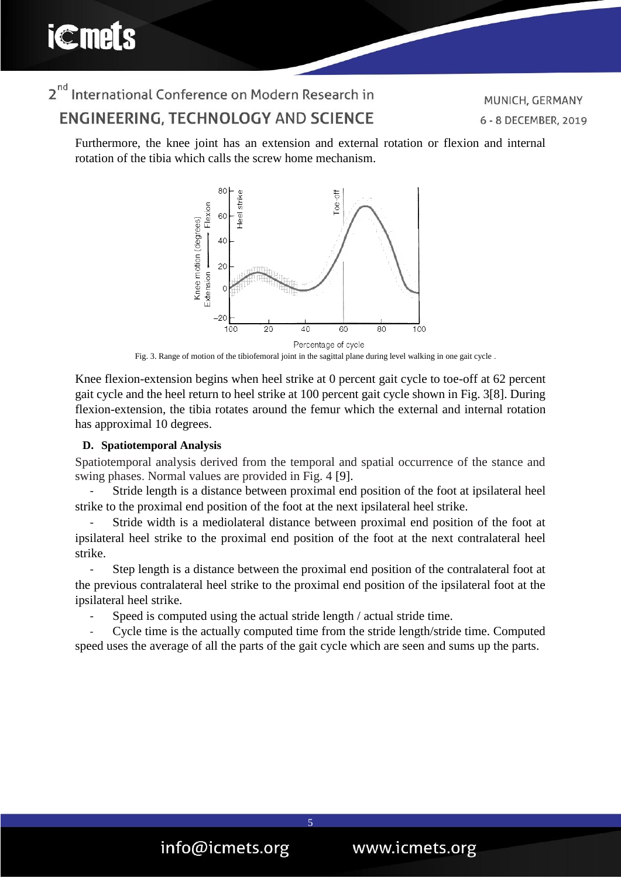Furthermore, the knee joint has an extension and external rotation or flexion and internal rotation of the tibia which calls the screw home mechanism.

Knee motion (degrees)
Extension ← → Flexion
80
60
40
20
0
−20
Heel strike
Toe-off
100
20
40
60
80
100
Percentage of cycle

Fig. 3. Range of motion of the tibiofemoral joint in the sagittal plane during level walking in one gait cycle .

Knee flexion-extension begins when heel strike at 0 percent gait cycle to toe-off at 62 percent gait cycle and the heel return to heel strike at 100 percent gait cycle shown in Fig. 3[8]. During flexion-extension, the tibia rotates around the femur which the external and internal rotation has approximal 10 degrees.

### D. Spatiotemporal Analysis

Spatiotemporal analysis derived from the temporal and spatial occurrence of the stance and swing phases. Normal values are provided in Fig. 4 [9].

- Stride length is a distance between proximal end position of the foot at ipsilateral heel strike to the proximal end position of the foot at the next ipsilateral heel strike.
- Stride width is a mediolateral distance between proximal end position of the foot at ipsilateral heel strike to the proximal end position of the foot at the next contralateral heel strike.
- Step length is a distance between the proximal end position of the contralateral foot at the previous contralateral heel strike to the proximal end position of the ipsilateral foot at the ipsilateral heel strike.
- Speed is computed using the actual stride length / actual stride time.
- Cycle time is the actually computed time from the stride length/stride time. Computed speed uses the average of all the parts of the gait cycle which are seen and sums up the parts.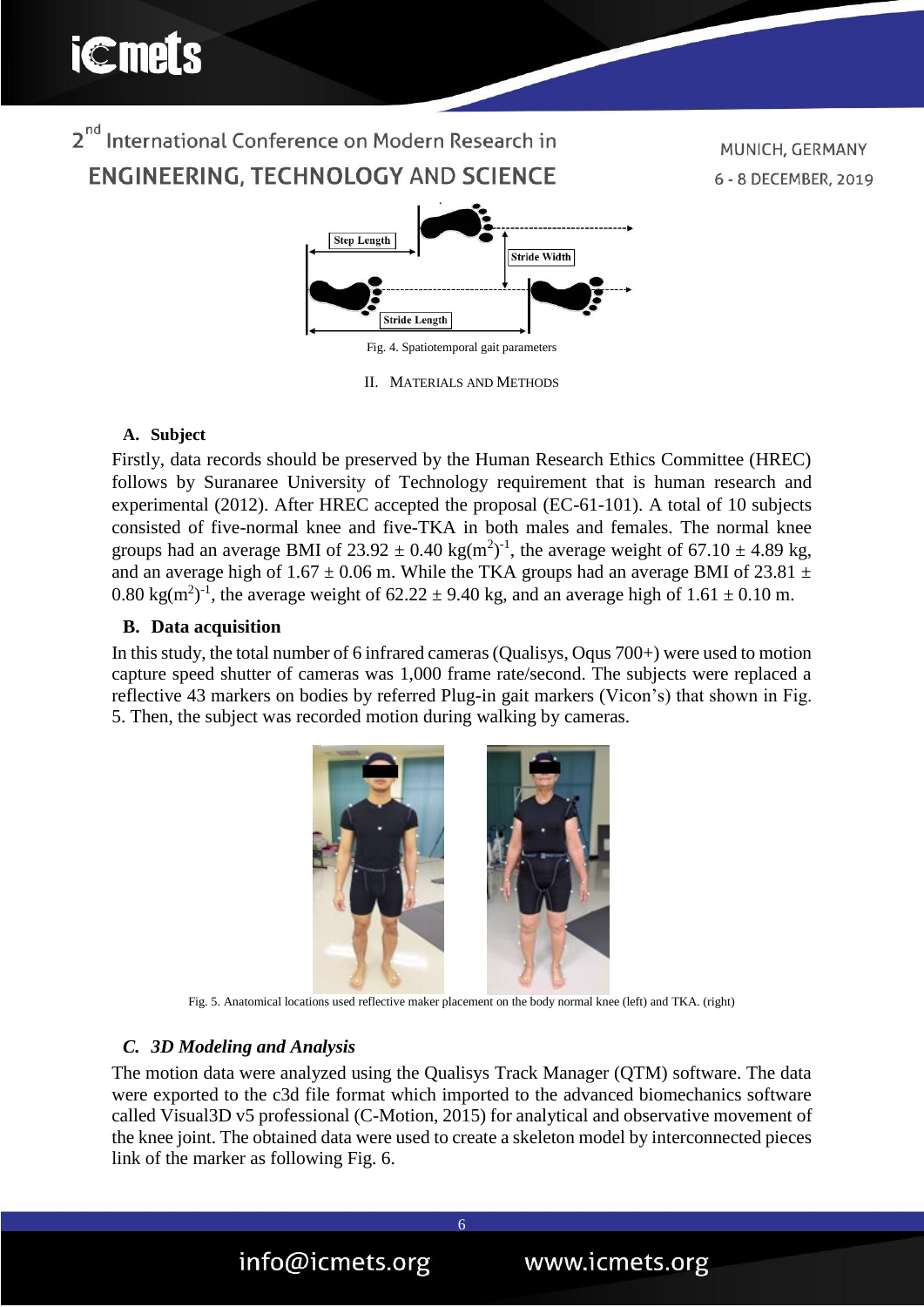Fig. 4. Spatiotemporal gait parameters

## II. Materials and Methods

### A. Subject

Firstly, data records should be preserved by the Human Research Ethics Committee (HREC) follows by Suranaree University of Technology requirement that is human research and experimental (2012). After HREC accepted the proposal (EC-61-101). A total of 10 subjects consisted of five-normal knee and five-TKA in both males and females. The normal knee groups had an average BMI of $23.92 \pm 0.40$ $kg(m^2)^{-1}$, the average weight of $67.10 \pm 4.89$ kg, and an average high of $1.67 \pm 0.06$ m. While the TKA groups had an average BMI of $23.81 \pm 0.80$ $kg(m^2)^{-1}$, the average weight of $62.22 \pm 9.40$ kg, and an average high of $1.61 \pm 0.10$ m.

### B. Data acquisition

In this study, the total number of 6 infrared cameras (Qualisys, Oqus 700+) were used to motion capture speed shutter of cameras was 1,000 frame rate/second. The subjects were replaced a reflective 43 markers on bodies by referred Plug-in gait markers (Vicon's) that shown in Fig. 5. Then, the subject was recorded motion during walking by cameras.

Fig. 5. Anatomical locations used reflective maker placement on the body normal knee (left) and TKA. (right)

### *C. 3D Modeling and Analysis*

The motion data were analyzed using the Qualisys Track Manager (QTM) software. The data were exported to the c3d file format which imported to the advanced biomechanics software called Visual3D v5 professional (C-Motion, 2015) for analytical and observative movement of the knee joint. The obtained data were used to create a skeleton model by interconnected pieces link of the marker as following Fig. 6.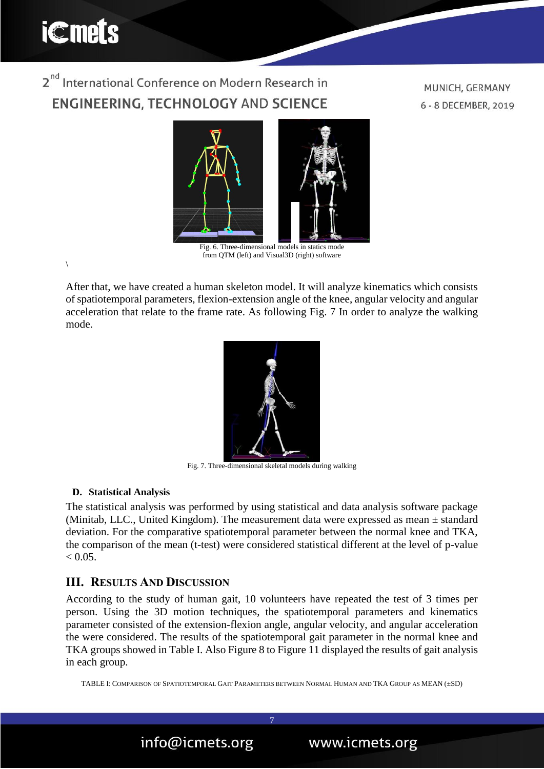Fig. 6. Three-dimensional models in statics mode from QTM (left) and Visual3D (right) software

\

After that, we have created a human skeleton model. It will analyze kinematics which consists of spatiotemporal parameters, flexion-extension angle of the knee, angular velocity and angular acceleration that relate to the frame rate. As following Fig. 7 In order to analyze the walking mode.

Fig. 7. Three-dimensional skeletal models during walking

### D. Statistical Analysis

The statistical analysis was performed by using statistical and data analysis software package (Minitab, LLC., United Kingdom). The measurement data were expressed as mean ± standard deviation. For the comparative spatiotemporal parameter between the normal knee and TKA, the comparison of the mean (t-test) were considered statistical different at the level of p-value $< 0.05$.

## III. Results And Discussion

According to the study of human gait, 10 volunteers have repeated the test of 3 times per person. Using the 3D motion techniques, the spatiotemporal parameters and kinematics parameter consisted of the extension-flexion angle, angular velocity, and angular acceleration the were considered. The results of the spatiotemporal gait parameter in the normal knee and TKA groups showed in Table I. Also Figure 8 to Figure 11 displayed the results of gait analysis in each group.

TABLE I: Comparison of Spatiotemporal Gait Parameters between Normal Human and TKA Group as MEAN (±SD)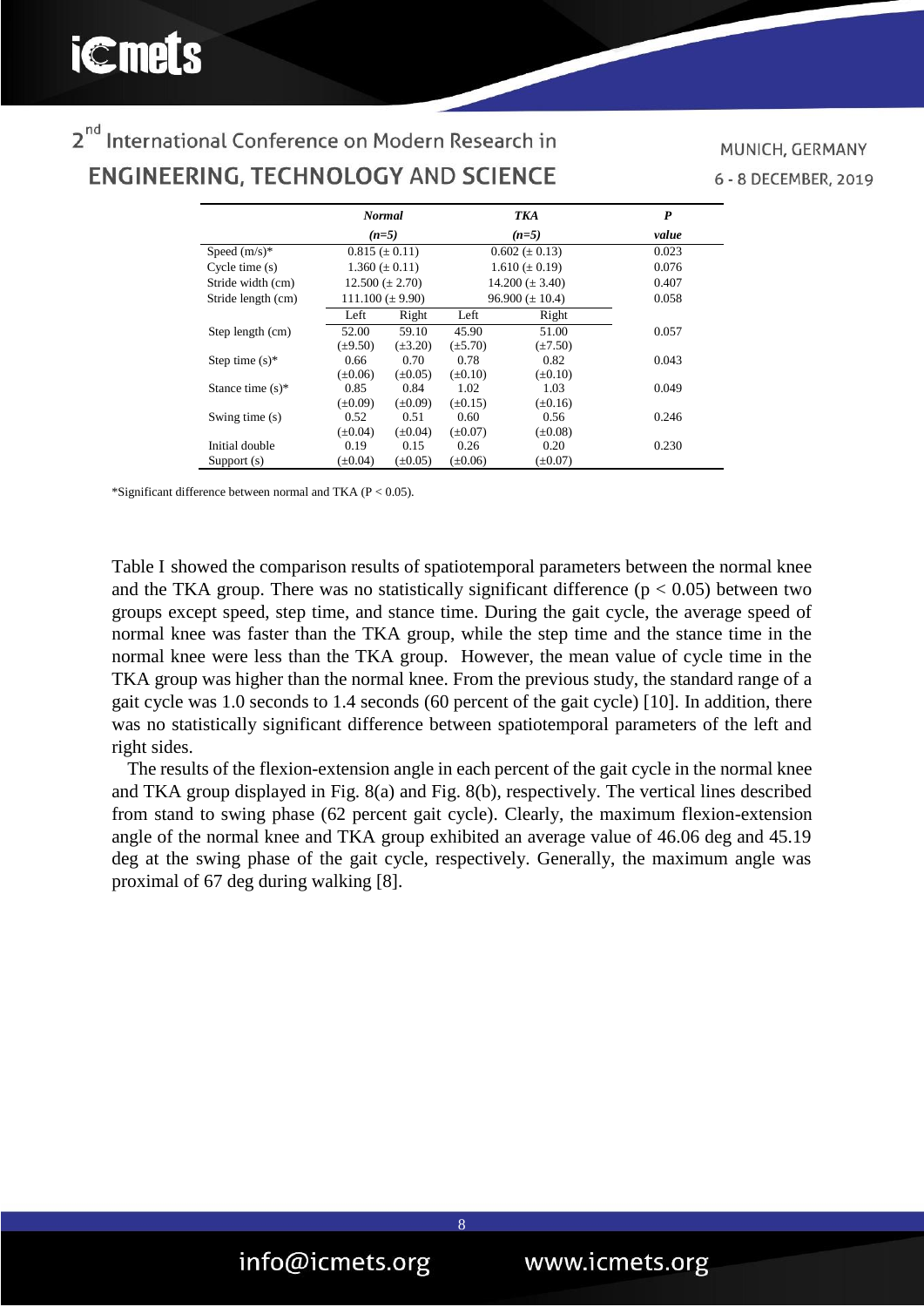| | *Normal* | | *TKA* | | *P* |
|---|---|---|---|---|---|
| | *(n=5)* | | *(n=5)* | | *value* |
| Speed (m/s)* | 0.815 (± 0.11) | | 0.602 (± 0.13) | | 0.023 |
| Cycle time (s) | 1.360 (± 0.11) | | 1.610 (± 0.19) | | 0.076 |
| Stride width (cm) | 12.500 (± 2.70) | | 14.200 (± 3.40) | | 0.407 |
| Stride length (cm) | 111.100 (± 9.90) | | 96.900 (± 10.4) | | 0.058 |
| | Left | Right | Left | Right | |
| Step length (cm) | 52.00 (±9.50) | 59.10 (±3.20) | 45.90 (±5.70) | 51.00 (±7.50) | 0.057 |
| Step time (s)* | 0.66 (±0.06) | 0.70 (±0.05) | 0.78 (±0.10) | 0.82 (±0.10) | 0.043 |
| Stance time (s)* | 0.85 (±0.09) | 0.84 (±0.09) | 1.02 (±0.15) | 1.03 (±0.16) | 0.049 |
| Swing time (s) | 0.52 (±0.04) | 0.51 (±0.04) | 0.60 (±0.07) | 0.56 (±0.08) | 0.246 |
| Initial double Support (s) | 0.19 (±0.04) | 0.15 (±0.05) | 0.26 (±0.06) | 0.20 (±0.07) | 0.230 |

*Significant difference between normal and TKA ($P < 0.05$).

Table I showed the comparison results of spatiotemporal parameters between the normal knee and the TKA group. There was no statistically significant difference ($p < 0.05$) between two groups except speed, step time, and stance time. During the gait cycle, the average speed of normal knee was faster than the TKA group, while the step time and the stance time in the normal knee were less than the TKA group. However, the mean value of cycle time in the TKA group was higher than the normal knee. From the previous study, the standard range of a gait cycle was 1.0 seconds to 1.4 seconds (60 percent of the gait cycle) [10]. In addition, there was no statistically significant difference between spatiotemporal parameters of the left and right sides.

The results of the flexion-extension angle in each percent of the gait cycle in the normal knee and TKA group displayed in Fig. 8(a) and Fig. 8(b), respectively. The vertical lines described from stand to swing phase (62 percent gait cycle). Clearly, the maximum flexion-extension angle of the normal knee and TKA group exhibited an average value of 46.06 deg and 45.19 deg at the swing phase of the gait cycle, respectively. Generally, the maximum angle was proximal of 67 deg during walking [8].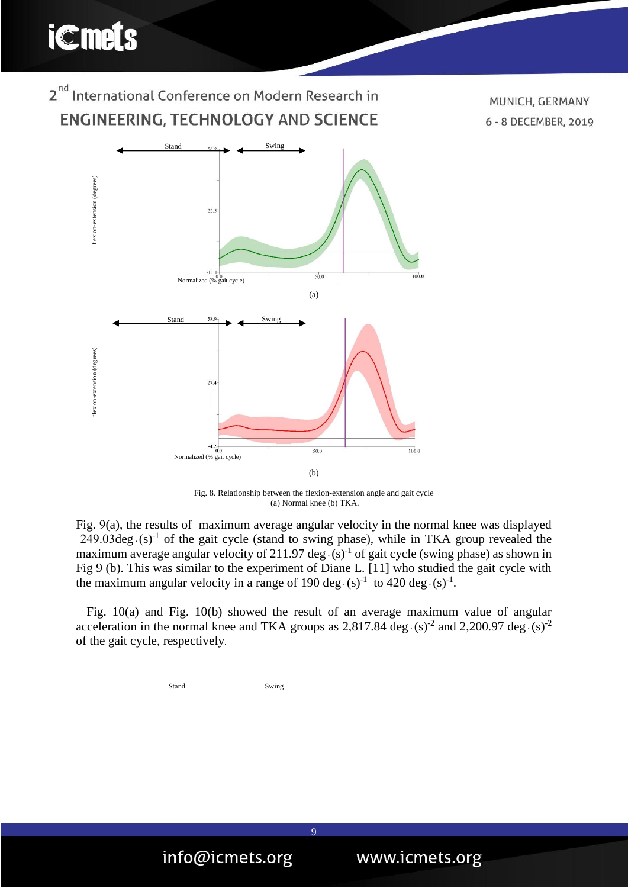Stand

Swing

flexion-extension (degrees)

56.2

22.5

-11.1

0.0

50.0

100.0

Normalized (% gait cycle)

(a)

Stand

Swing

flexion-extension (degrees)

58.9

27.4

-4.2

0.0

50.0

100.0

Normalized (% gait cycle)

(b)

Fig. 8. Relationship between the flexion-extension angle and gait cycle
(a) Normal knee (b) TKA.

Fig. 9(a), the results of maximum average angular velocity in the normal knee was displayed 249.03deg $\cdot$ $(s)^{-1}$ of the gait cycle (stand to swing phase), while in TKA group revealed the maximum average angular velocity of 211.97 deg $\cdot$ $(s)^{-1}$ of gait cycle (swing phase) as shown in Fig 9 (b). This was similar to the experiment of Diane L. [11] who studied the gait cycle with the maximum angular velocity in a range of 190 deg $\cdot$ $(s)^{-1}$ to 420 deg $\cdot$ $(s)^{-1}$.

Fig. 10(a) and Fig. 10(b) showed the result of an average maximum value of angular acceleration in the normal knee and TKA groups as 2,817.84 deg $\cdot$ $(s)^{-2}$ and 2,200.97 deg $\cdot$ $(s)^{-2}$ of the gait cycle, respectively.

Stand

Swing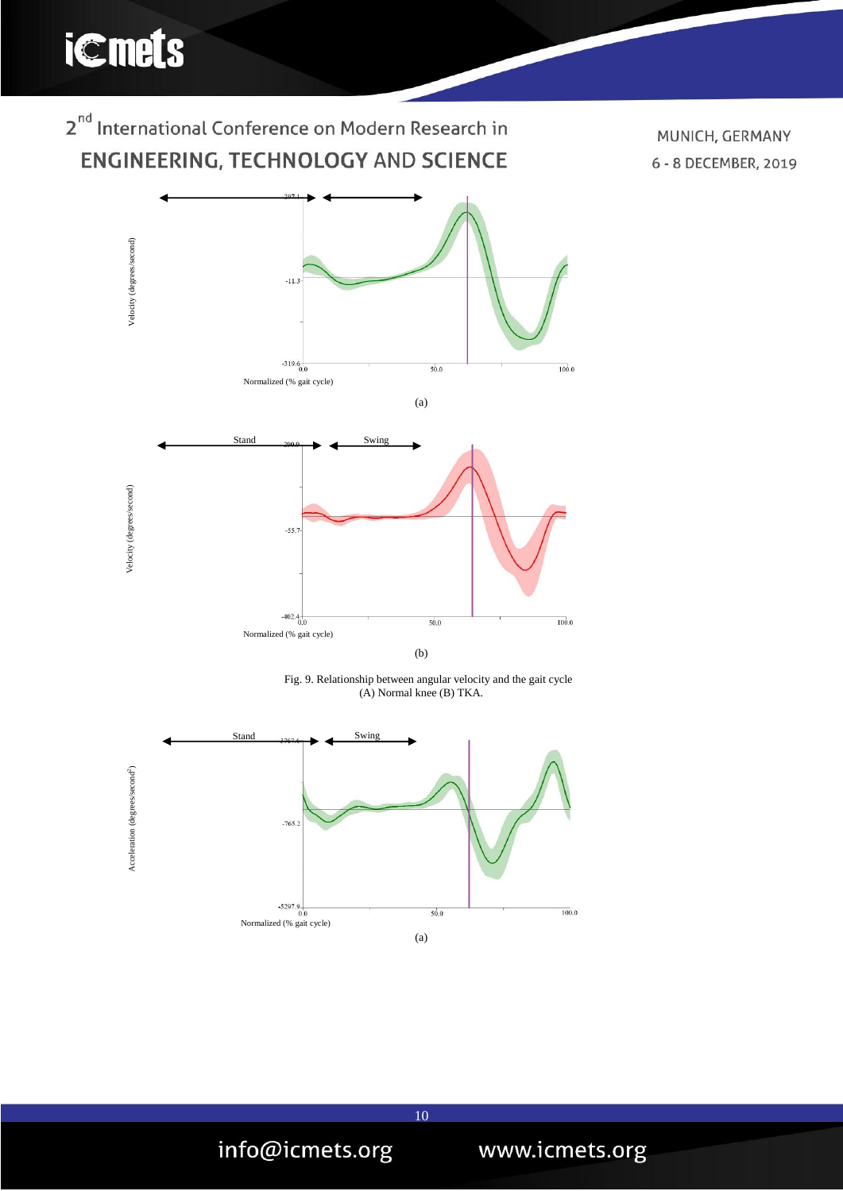Velocity (degrees/second)

297.1

-11.3

-319.6

0.0

50.0

100.0

Normalized (% gait cycle)

(a)

Stand

Swing

Velocity (degrees/second)

290.9

-55.7

-402.4

0.0

50.0

100.0

Normalized (% gait cycle)

(b)

Fig. 9. Relationship between angular velocity and the gait cycle
(A) Normal knee (B) TKA.

Stand

Swing

Acceleration (degrees/second$^2$)

3767.6

-765.2

-5297.9

0.0

50.0

100.0

Normalized (% gait cycle)

(a)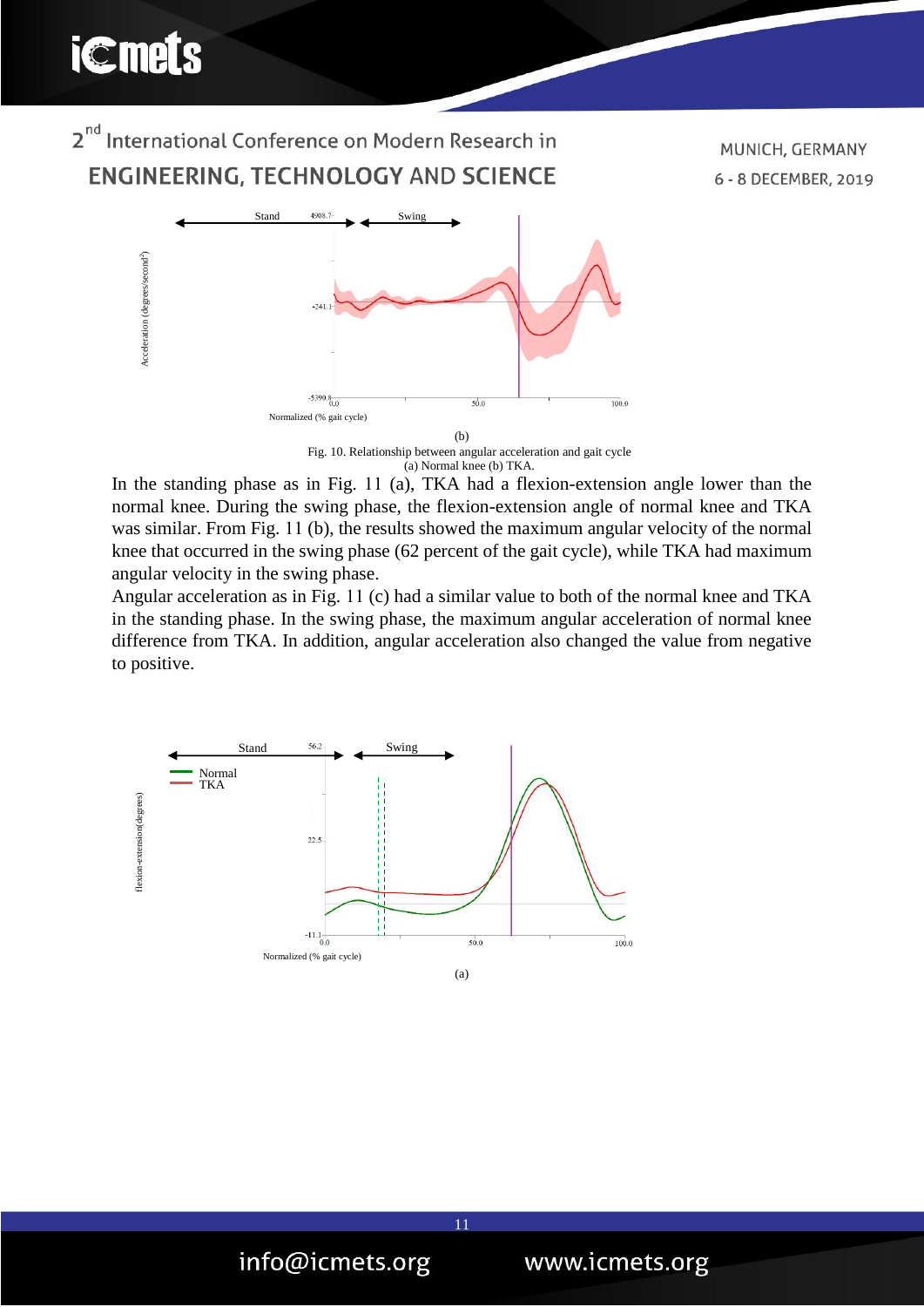Stand
4908.7
Swing

Acceleration (degrees/second$^2$)

-241.1

-5390.8
0.0
50.0
100.0

Normalized (% gait cycle)

(b)

Fig. 10. Relationship between angular acceleration and gait cycle
(a) Normal knee (b) TKA.

In the standing phase as in Fig. 11 (a), TKA had a flexion-extension angle lower than the normal knee. During the swing phase, the flexion-extension angle of normal knee and TKA was similar. From Fig. 11 (b), the results showed the maximum angular velocity of the normal knee that occurred in the swing phase (62 percent of the gait cycle), while TKA had maximum angular velocity in the swing phase.

Angular acceleration as in Fig. 11 (c) had a similar value to both of the normal knee and TKA in the standing phase. In the swing phase, the maximum angular acceleration of normal knee difference from TKA. In addition, angular acceleration also changed the value from negative to positive.

Stand
56.2
Swing

Normal
TKA

flexion-extension(degrees)

22.5

-11.1
0.0
50.0
100.0

Normalized (% gait cycle)

(a)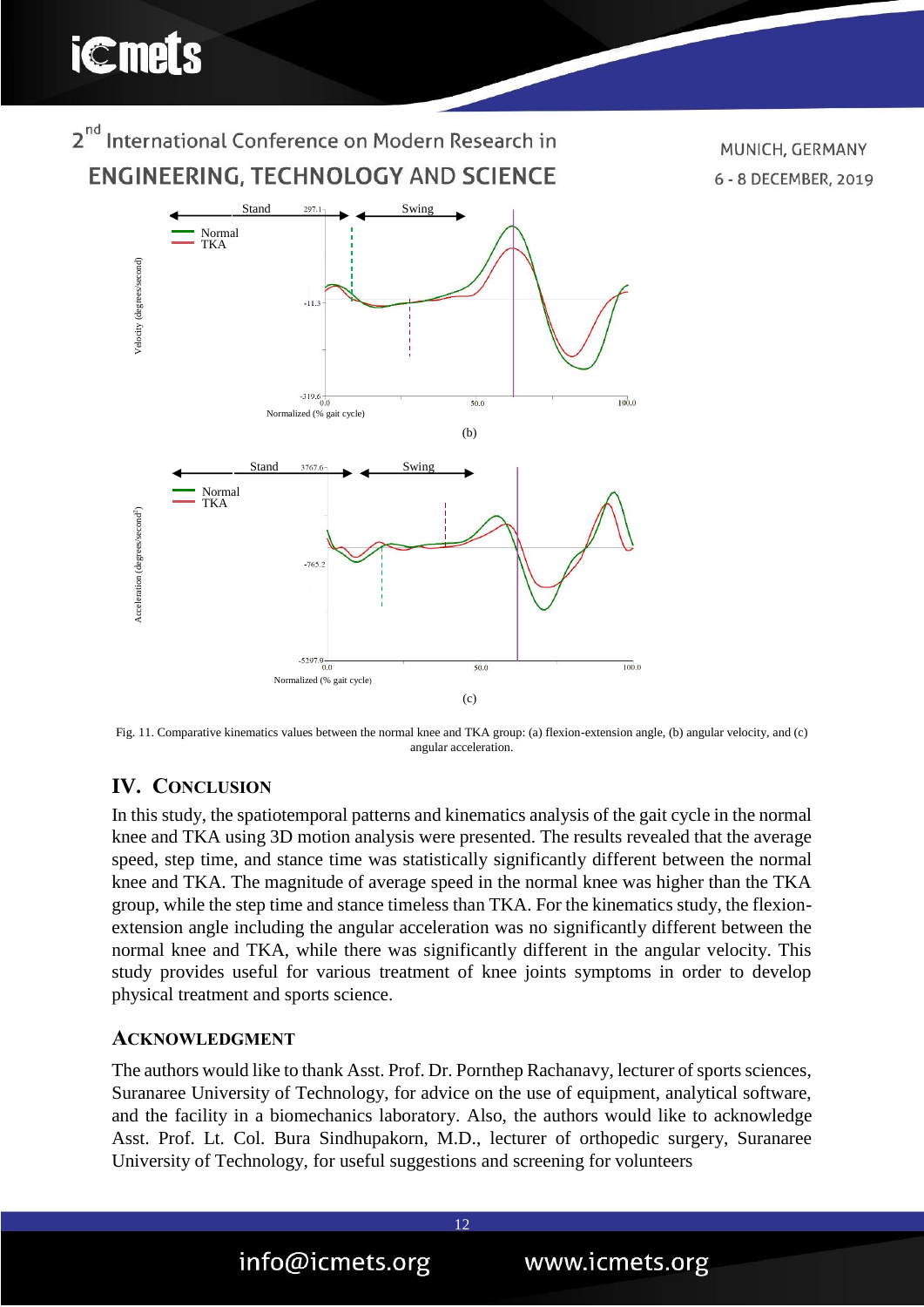Fig. 11. Comparative kinematics values between the normal knee and TKA group: (a) flexion-extension angle, (b) angular velocity, and (c) angular acceleration.

## IV. CONCLUSION

In this study, the spatiotemporal patterns and kinematics analysis of the gait cycle in the normal knee and TKA using 3D motion analysis were presented. The results revealed that the average speed, step time, and stance time was statistically significantly different between the normal knee and TKA. The magnitude of average speed in the normal knee was higher than the TKA group, while the step time and stance timeless than TKA. For the kinematics study, the flexion-extension angle including the angular acceleration was no significantly different between the normal knee and TKA, while there was significantly different in the angular velocity. This study provides useful for various treatment of knee joints symptoms in order to develop physical treatment and sports science.

## ACKNOWLEDGMENT

The authors would like to thank Asst. Prof. Dr. Pornthep Rachanavy, lecturer of sports sciences, Suranaree University of Technology, for advice on the use of equipment, analytical software, and the facility in a biomechanics laboratory. Also, the authors would like to acknowledge Asst. Prof. Lt. Col. Bura Sindhupakorn, M.D., lecturer of orthopedic surgery, Suranaree University of Technology, for useful suggestions and screening for volunteers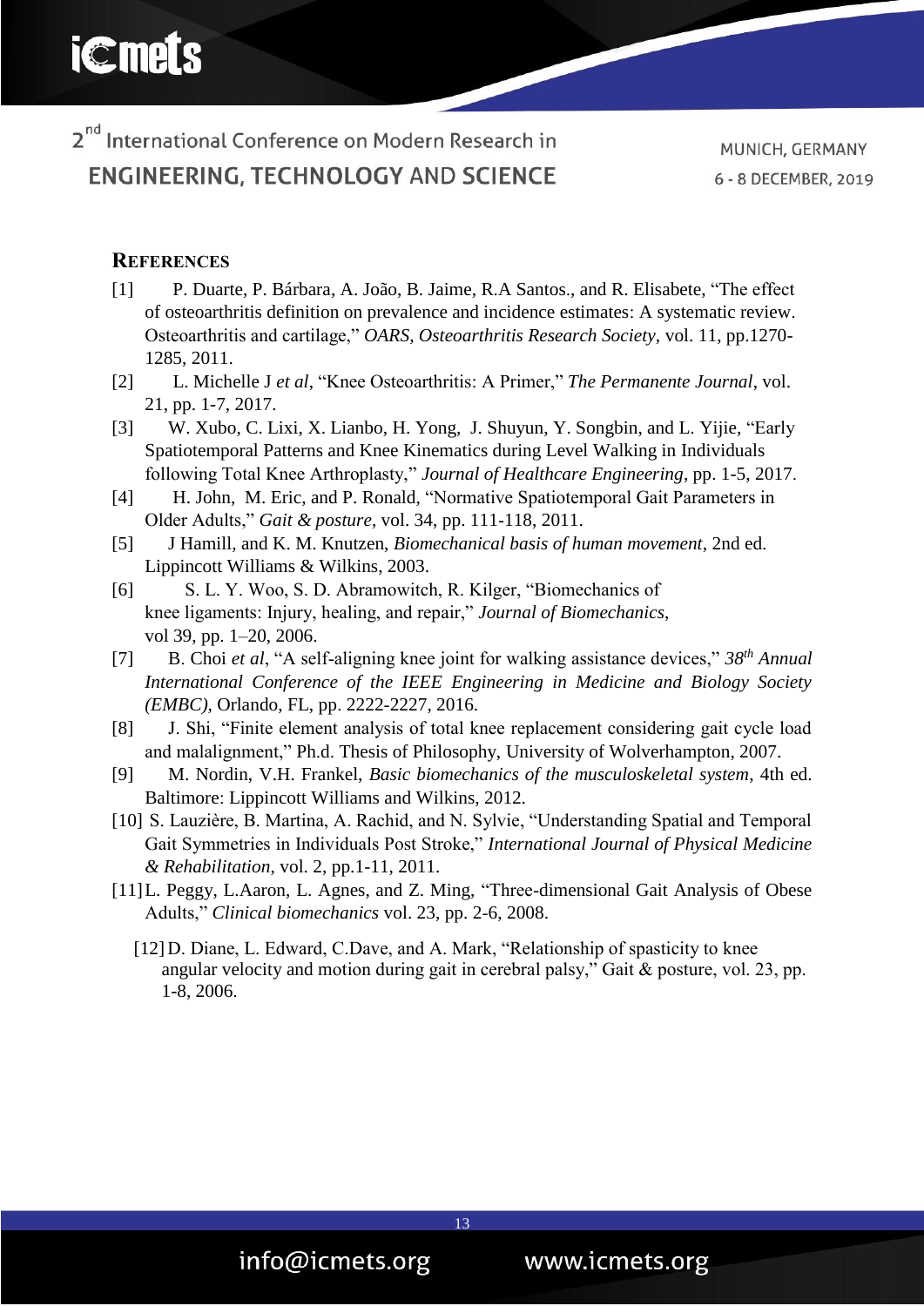## REFERENCES

[1] P. Duarte, P. Bárbara, A. João, B. Jaime, R.A Santos., and R. Elisabete, "The effect of osteoarthritis definition on prevalence and incidence estimates: A systematic review. Osteoarthritis and cartilage," *OARS, Osteoarthritis Research Society*, vol. 11, pp.1270-1285, 2011.

[2] L. Michelle J *et al*, "Knee Osteoarthritis: A Primer," *The Permanente Journal*, vol. 21, pp. 1-7, 2017.

[3] W. Xubo, C. Lixi, X. Lianbo, H. Yong, J. Shuyun, Y. Songbin, and L. Yijie, "Early Spatiotemporal Patterns and Knee Kinematics during Level Walking in Individuals following Total Knee Arthroplasty," *Journal of Healthcare Engineering*, pp. 1-5, 2017.

[4] H. John, M. Eric, and P. Ronald, "Normative Spatiotemporal Gait Parameters in Older Adults," *Gait & posture*, vol. 34, pp. 111-118, 2011.

[5] J Hamill, and K. M. Knutzen, *Biomechanical basis of human movement*, 2nd ed. Lippincott Williams & Wilkins, 2003.

[6] S. L. Y. Woo, S. D. Abramowitch, R. Kilger, "Biomechanics of knee ligaments: Injury, healing, and repair," *Journal of Biomechanics*, vol 39, pp. 1–20, 2006.

[7] B. Choi *et al*, "A self-aligning knee joint for walking assistance devices," *38th Annual International Conference of the IEEE Engineering in Medicine and Biology Society (EMBC)*, Orlando, FL, pp. 2222-2227, 2016.

[8] J. Shi, "Finite element analysis of total knee replacement considering gait cycle load and malalignment," Ph.d. Thesis of Philosophy, University of Wolverhampton, 2007.

[9] M. Nordin, V.H. Frankel, *Basic biomechanics of the musculoskeletal system*, 4th ed. Baltimore: Lippincott Williams and Wilkins, 2012.

[10] S. Lauzière, B. Martina, A. Rachid, and N. Sylvie, "Understanding Spatial and Temporal Gait Symmetries in Individuals Post Stroke," *International Journal of Physical Medicine & Rehabilitation*, vol. 2, pp.1-11, 2011.

[11] L. Peggy, L.Aaron, L. Agnes, and Z. Ming, "Three-dimensional Gait Analysis of Obese Adults," *Clinical biomechanics* vol. 23, pp. 2-6, 2008.

[12] D. Diane, L. Edward, C.Dave, and A. Mark, "Relationship of spasticity to knee angular velocity and motion during gait in cerebral palsy," Gait & posture, vol. 23, pp. 1-8, 2006.